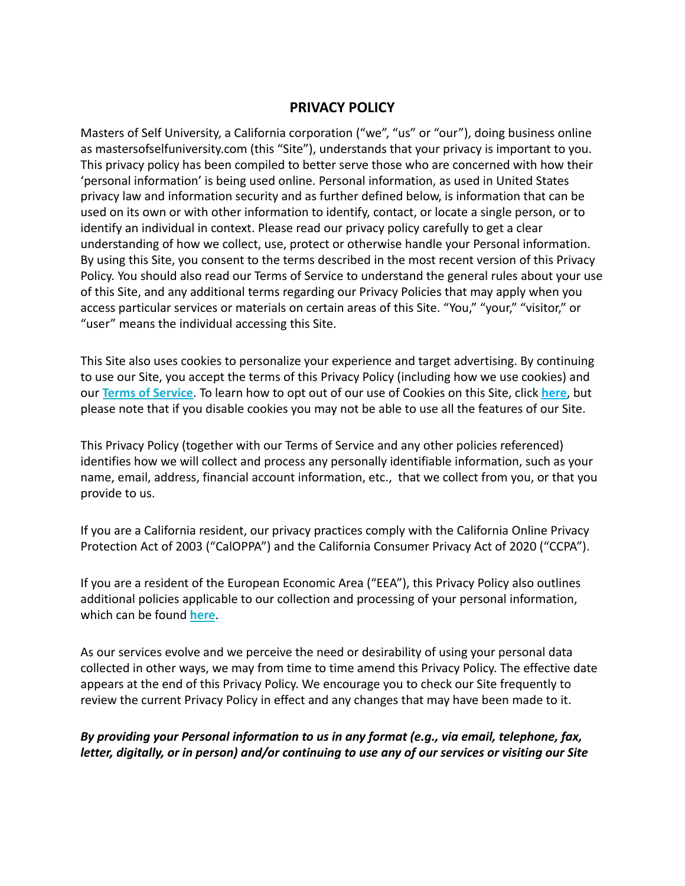# PRIVACY POLICY

Masters of Self University, a California corporation ("we", "us" or "our"), doing business online as mastersofselfuniversity.com (this "Site"), understands that your privacy is important to you. This privacy policy has been compiled to better serve those who are concerned with how their 'personal information' is being used online. Personal information, as used in United States privacy law and information security and as further defined below, is information that can be used on its own or with other information to identify, contact, or locate a single person, or to identify an individual in context. Please read our privacy policy carefully to get a clear understanding of how we collect, use, protect or otherwise handle your Personal information. By using this Site, you consent to the terms described in the most recent version of this Privacy Policy. You should also read our Terms of Service to understand the general rules about your use of this Site, and any additional terms regarding our Privacy Policies that may apply when you access particular services or materials on certain areas of this Site. "You," "your," "visitor," or "user" means the individual accessing this Site.

This Site also uses cookies to personalize your experience and target advertising. By continuing to use our Site, you accept the terms of this Privacy Policy (including how we use cookies) and our **Terms of Service**. To learn how to opt out of our use of Cookies on this Site, click **here**, but please note that if you disable cookies you may not be able to use all the features of our Site.

This Privacy Policy (together with our Terms of Service and any other policies referenced) identifies how we will collect and process any personally identifiable information, such as your name, email, address, financial account information, etc., that we collect from you, or that you provide to us.

If you are a California resident, our privacy practices comply with the California Online Privacy Protection Act of 2003 ("CalOPPA") and the California Consumer Privacy Act of 2020 ("CCPA").

If you are a resident of the European Economic Area ("EEA"), this Privacy Policy also outlines additional policies applicable to our collection and processing of your personal information, which can be found **here**.

As our services evolve and we perceive the need or desirability of using your personal data collected in other ways, we may from time to time amend this Privacy Policy. The effective date appears at the end of this Privacy Policy. We encourage you to check our Site frequently to review the current Privacy Policy in effect and any changes that may have been made to it.

***By providing your Personal information to us in any format (e.g., via email, telephone, fax, letter, digitally, or in person) and/or continuing to use any of our services or visiting our Site***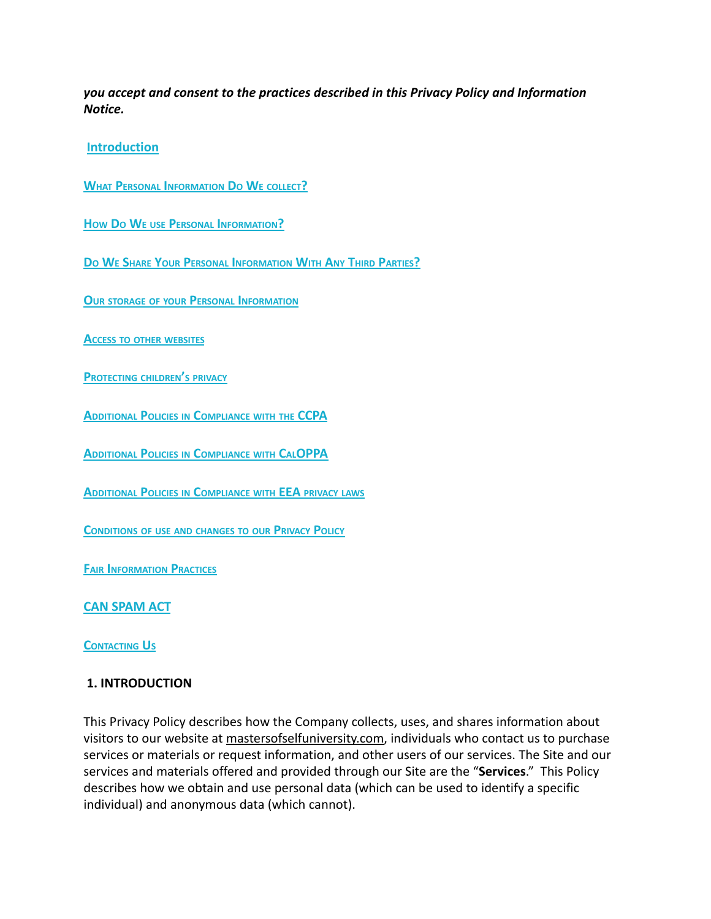***you accept and consent to the practices described in this Privacy Policy and Information Notice.***

**Introduction**

**WHAT PERSONAL INFORMATION DO WE COLLECT?**

**HOW DO WE USE PERSONAL INFORMATION?**

**DO WE SHARE YOUR PERSONAL INFORMATION WITH ANY THIRD PARTIES?**

**OUR STORAGE OF YOUR PERSONAL INFORMATION**

**ACCESS TO OTHER WEBSITES**

**PROTECTING CHILDREN'S PRIVACY**

**ADDITIONAL POLICIES IN COMPLIANCE WITH THE CCPA**

**ADDITIONAL POLICIES IN COMPLIANCE WITH CALOPPA**

**ADDITIONAL POLICIES IN COMPLIANCE WITH EEA PRIVACY LAWS**

**CONDITIONS OF USE AND CHANGES TO OUR PRIVACY POLICY**

**FAIR INFORMATION PRACTICES**

**CAN SPAM ACT**

**CONTACTING US**

## 1. INTRODUCTION

This Privacy Policy describes how the Company collects, uses, and shares information about visitors to our website at mastersofselfuniversity.com, individuals who contact us to purchase services or materials or request information, and other users of our services. The Site and our services and materials offered and provided through our Site are the "**Services**." This Policy describes how we obtain and use personal data (which can be used to identify a specific individual) and anonymous data (which cannot).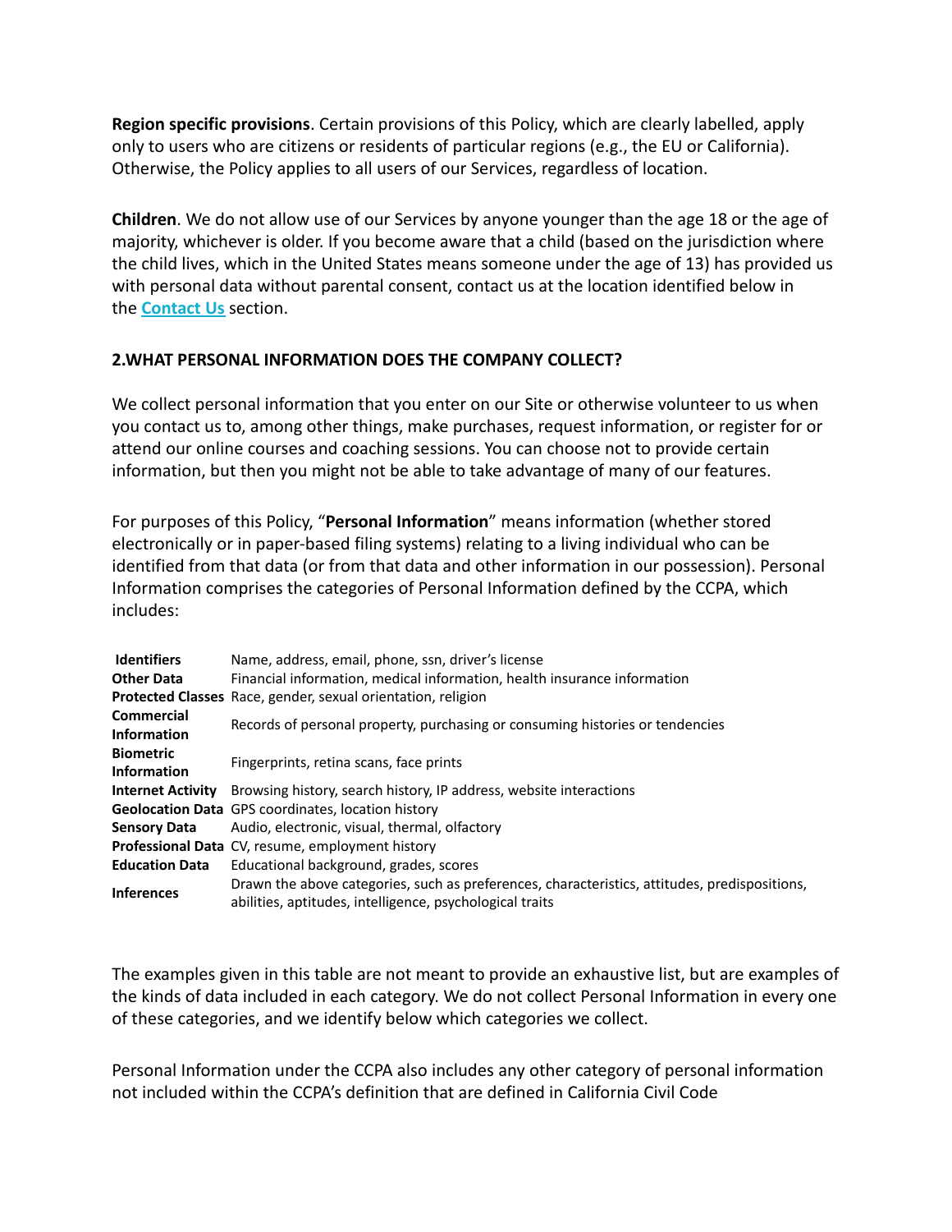**Region specific provisions**. Certain provisions of this Policy, which are clearly labelled, apply only to users who are citizens or residents of particular regions (e.g., the EU or California). Otherwise, the Policy applies to all users of our Services, regardless of location.

**Children**. We do not allow use of our Services by anyone younger than the age 18 or the age of majority, whichever is older. If you become aware that a child (based on the jurisdiction where the child lives, which in the United States means someone under the age of 13) has provided us with personal data without parental consent, contact us at the location identified below in the **Contact Us** section.

## 2.WHAT PERSONAL INFORMATION DOES THE COMPANY COLLECT?

We collect personal information that you enter on our Site or otherwise volunteer to us when you contact us to, among other things, make purchases, request information, or register for or attend our online courses and coaching sessions. You can choose not to provide certain information, but then you might not be able to take advantage of many of our features.

For purposes of this Policy, "**Personal Information**" means information (whether stored electronically or in paper-based filing systems) relating to a living individual who can be identified from that data (or from that data and other information in our possession). Personal Information comprises the categories of Personal Information defined by the CCPA, which includes:

| | |
|---|---|
| **Identifiers** | Name, address, email, phone, ssn, driver's license |
| **Other Data** | Financial information, medical information, health insurance information |
| **Protected Classes** | Race, gender, sexual orientation, religion |
| **Commercial Information** | Records of personal property, purchasing or consuming histories or tendencies |
| **Biometric Information** | Fingerprints, retina scans, face prints |
| **Internet Activity** | Browsing history, search history, IP address, website interactions |
| **Geolocation Data** | GPS coordinates, location history |
| **Sensory Data** | Audio, electronic, visual, thermal, olfactory |
| **Professional Data** | CV, resume, employment history |
| **Education Data** | Educational background, grades, scores |
| **Inferences** | Drawn the above categories, such as preferences, characteristics, attitudes, predispositions, abilities, aptitudes, intelligence, psychological traits |

The examples given in this table are not meant to provide an exhaustive list, but are examples of the kinds of data included in each category. We do not collect Personal Information in every one of these categories, and we identify below which categories we collect.

Personal Information under the CCPA also includes any other category of personal information not included within the CCPA's definition that are defined in California Civil Code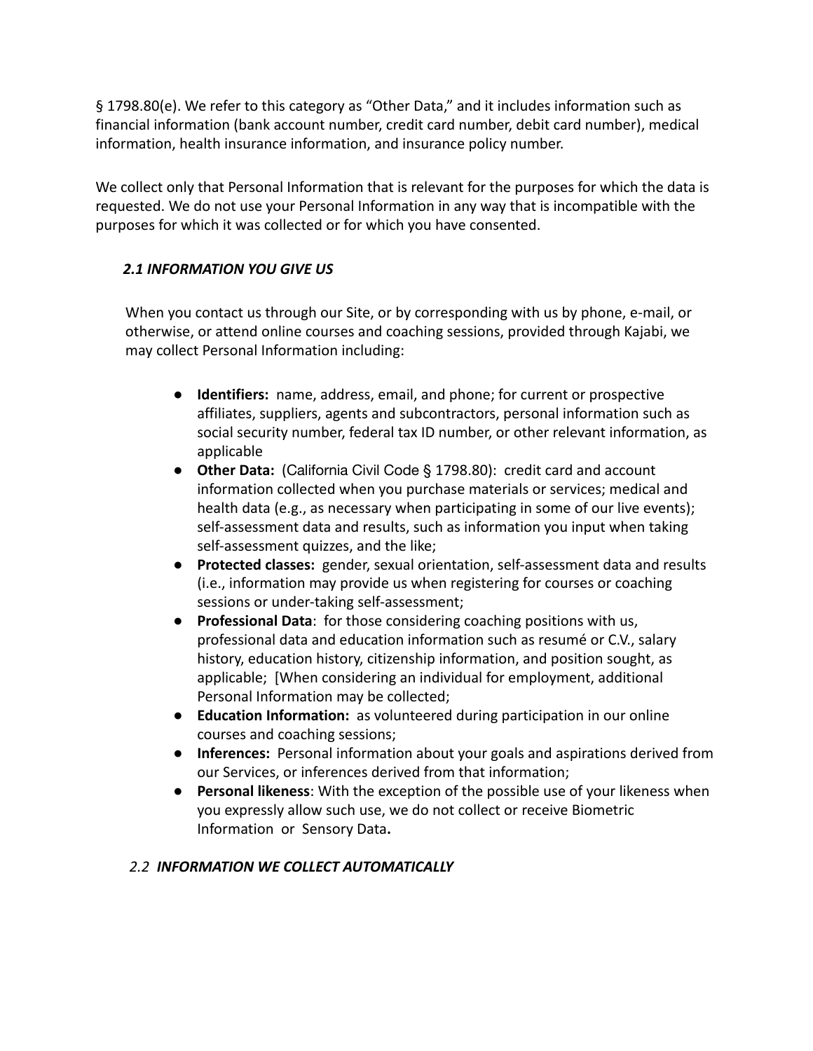§ 1798.80(e). We refer to this category as "Other Data," and it includes information such as financial information (bank account number, credit card number, debit card number), medical information, health insurance information, and insurance policy number.

We collect only that Personal Information that is relevant for the purposes for which the data is requested. We do not use your Personal Information in any way that is incompatible with the purposes for which it was collected or for which you have consented.

### *2.1 INFORMATION YOU GIVE US*

When you contact us through our Site, or by corresponding with us by phone, e-mail, or otherwise, or attend online courses and coaching sessions, provided through Kajabi, we may collect Personal Information including:

- **Identifiers:** name, address, email, and phone; for current or prospective affiliates, suppliers, agents and subcontractors, personal information such as social security number, federal tax ID number, or other relevant information, as applicable
- **Other Data:** (California Civil Code § 1798.80): credit card and account information collected when you purchase materials or services; medical and health data (e.g., as necessary when participating in some of our live events); self-assessment data and results, such as information you input when taking self-assessment quizzes, and the like;
- **Protected classes:** gender, sexual orientation, self-assessment data and results (i.e., information may provide us when registering for courses or coaching sessions or under-taking self-assessment;
- **Professional Data**: for those considering coaching positions with us, professional data and education information such as resumé or C.V., salary history, education history, citizenship information, and position sought, as applicable; [When considering an individual for employment, additional Personal Information may be collected;
- **Education Information:** as volunteered during participation in our online courses and coaching sessions;
- **Inferences:** Personal information about your goals and aspirations derived from our Services, or inferences derived from that information;
- **Personal likeness**: With the exception of the possible use of your likeness when you expressly allow such use, we do not collect or receive Biometric Information or Sensory Data**.**

### *2.2 INFORMATION WE COLLECT AUTOMATICALLY*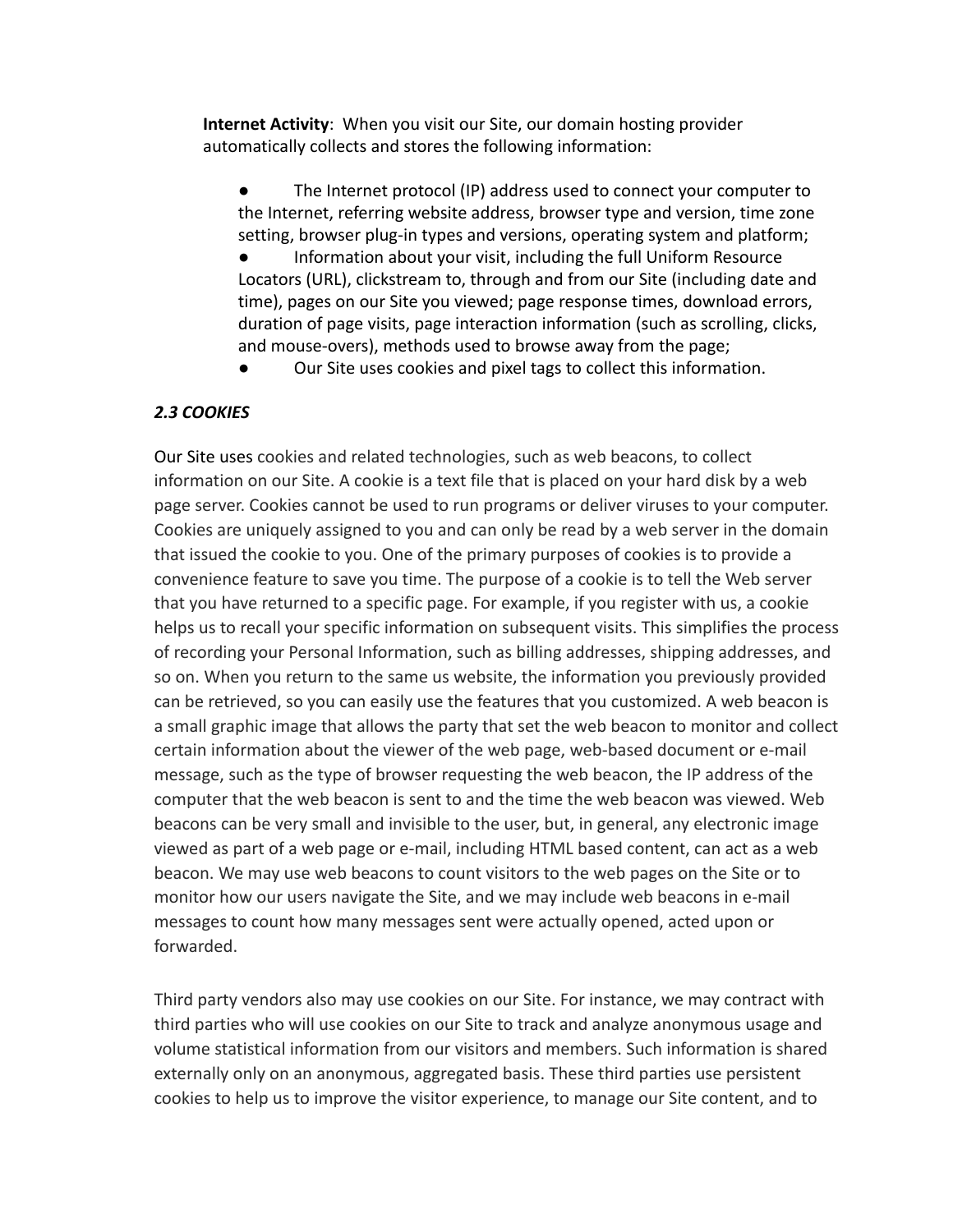**Internet Activity**: When you visit our Site, our domain hosting provider automatically collects and stores the following information:

- The Internet protocol (IP) address used to connect your computer to the Internet, referring website address, browser type and version, time zone setting, browser plug-in types and versions, operating system and platform;
- Information about your visit, including the full Uniform Resource Locators (URL), clickstream to, through and from our Site (including date and time), pages on our Site you viewed; page response times, download errors, duration of page visits, page interaction information (such as scrolling, clicks, and mouse-overs), methods used to browse away from the page;
- Our Site uses cookies and pixel tags to collect this information.

### *2.3 COOKIES*

Our Site uses cookies and related technologies, such as web beacons, to collect information on our Site. A cookie is a text file that is placed on your hard disk by a web page server. Cookies cannot be used to run programs or deliver viruses to your computer. Cookies are uniquely assigned to you and can only be read by a web server in the domain that issued the cookie to you. One of the primary purposes of cookies is to provide a convenience feature to save you time. The purpose of a cookie is to tell the Web server that you have returned to a specific page. For example, if you register with us, a cookie helps us to recall your specific information on subsequent visits. This simplifies the process of recording your Personal Information, such as billing addresses, shipping addresses, and so on. When you return to the same us website, the information you previously provided can be retrieved, so you can easily use the features that you customized. A web beacon is a small graphic image that allows the party that set the web beacon to monitor and collect certain information about the viewer of the web page, web-based document or e-mail message, such as the type of browser requesting the web beacon, the IP address of the computer that the web beacon is sent to and the time the web beacon was viewed. Web beacons can be very small and invisible to the user, but, in general, any electronic image viewed as part of a web page or e-mail, including HTML based content, can act as a web beacon. We may use web beacons to count visitors to the web pages on the Site or to monitor how our users navigate the Site, and we may include web beacons in e-mail messages to count how many messages sent were actually opened, acted upon or forwarded.

Third party vendors also may use cookies on our Site. For instance, we may contract with third parties who will use cookies on our Site to track and analyze anonymous usage and volume statistical information from our visitors and members. Such information is shared externally only on an anonymous, aggregated basis. These third parties use persistent cookies to help us to improve the visitor experience, to manage our Site content, and to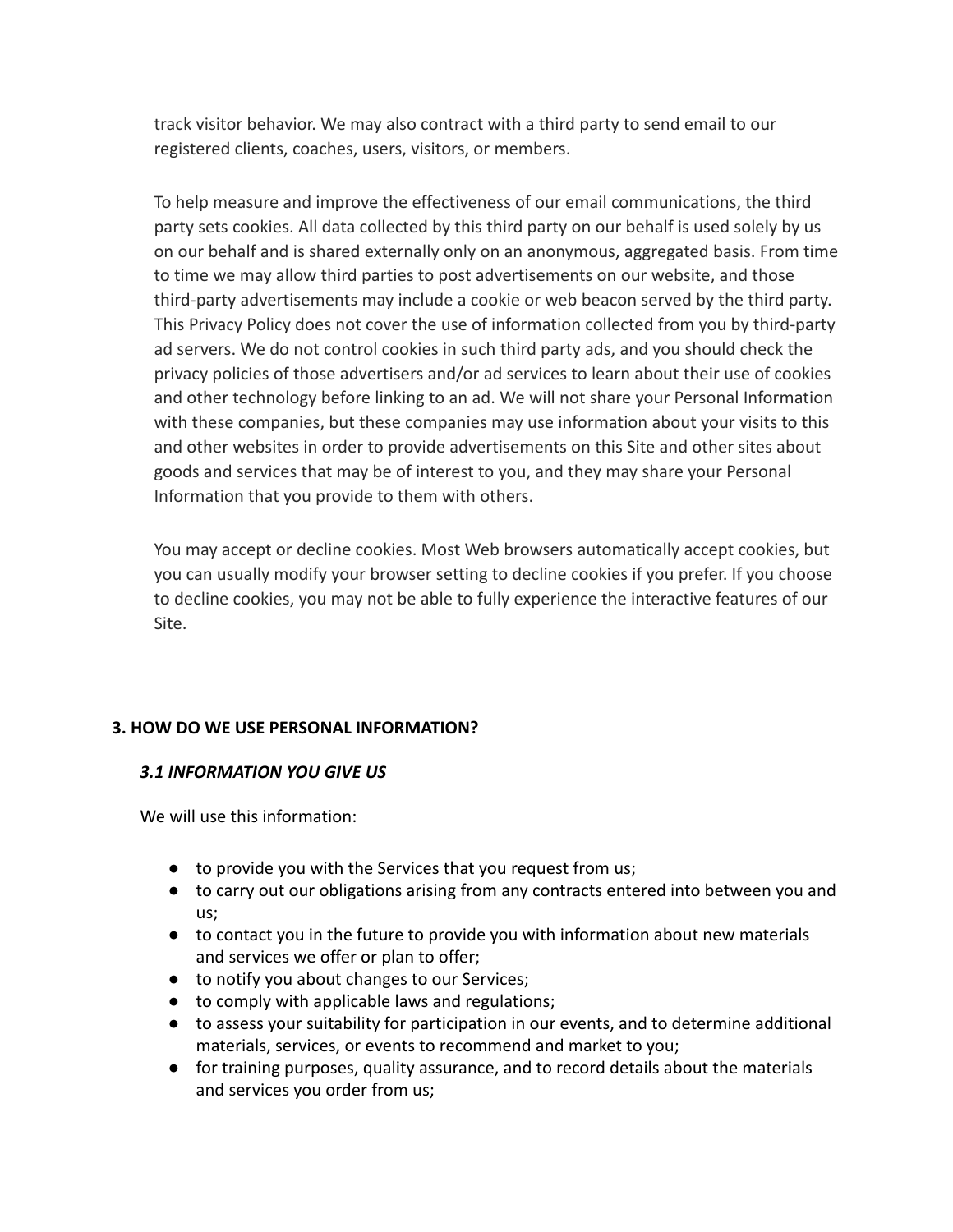track visitor behavior. We may also contract with a third party to send email to our registered clients, coaches, users, visitors, or members.

To help measure and improve the effectiveness of our email communications, the third party sets cookies. All data collected by this third party on our behalf is used solely by us on our behalf and is shared externally only on an anonymous, aggregated basis. From time to time we may allow third parties to post advertisements on our website, and those third-party advertisements may include a cookie or web beacon served by the third party. This Privacy Policy does not cover the use of information collected from you by third-party ad servers. We do not control cookies in such third party ads, and you should check the privacy policies of those advertisers and/or ad services to learn about their use of cookies and other technology before linking to an ad. We will not share your Personal Information with these companies, but these companies may use information about your visits to this and other websites in order to provide advertisements on this Site and other sites about goods and services that may be of interest to you, and they may share your Personal Information that you provide to them with others.

You may accept or decline cookies. Most Web browsers automatically accept cookies, but you can usually modify your browser setting to decline cookies if you prefer. If you choose to decline cookies, you may not be able to fully experience the interactive features of our Site.

## 3. HOW DO WE USE PERSONAL INFORMATION?

### *3.1 INFORMATION YOU GIVE US*

We will use this information:

- to provide you with the Services that you request from us;
- to carry out our obligations arising from any contracts entered into between you and us;
- to contact you in the future to provide you with information about new materials and services we offer or plan to offer;
- to notify you about changes to our Services;
- to comply with applicable laws and regulations;
- to assess your suitability for participation in our events, and to determine additional materials, services, or events to recommend and market to you;
- for training purposes, quality assurance, and to record details about the materials and services you order from us;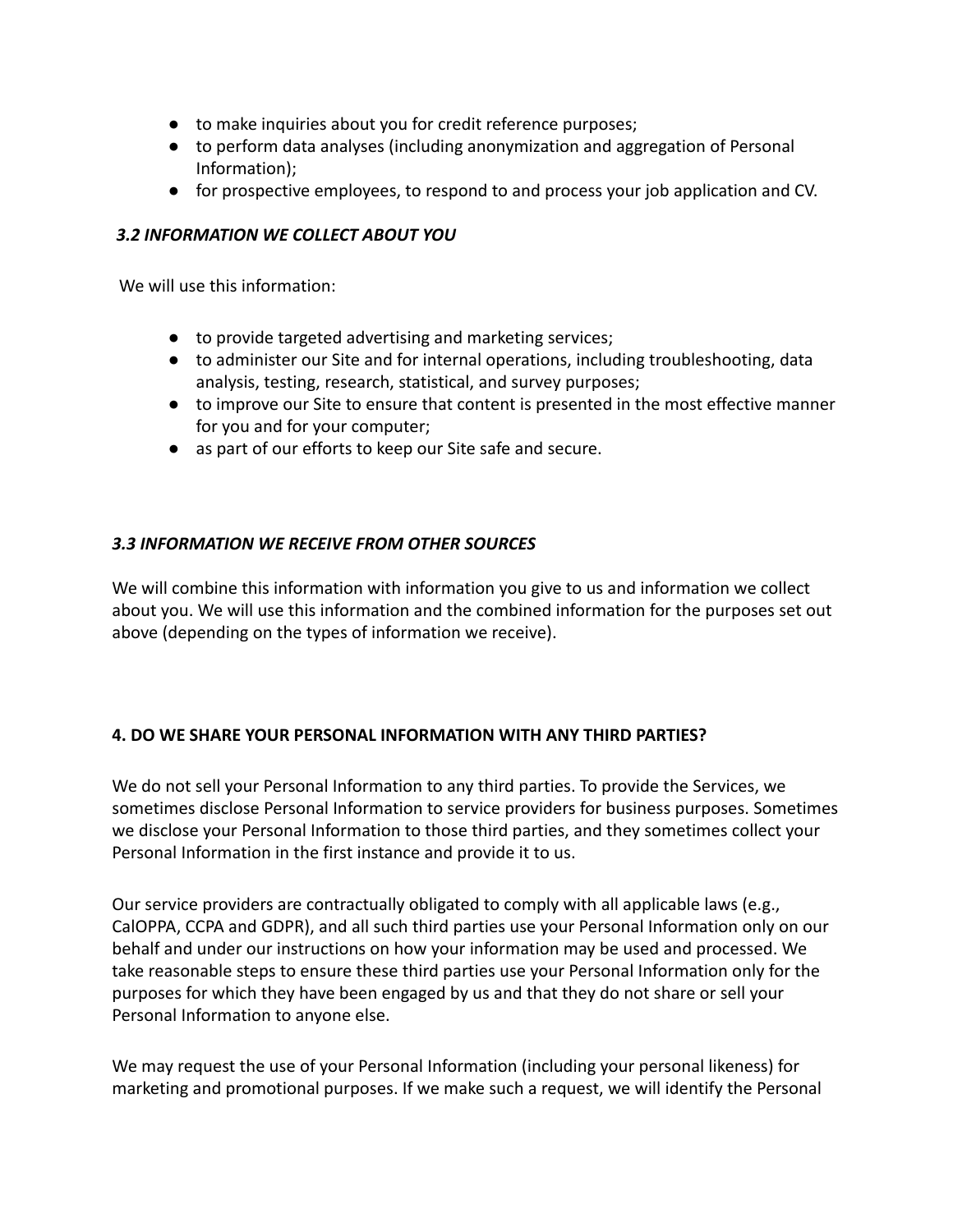- to make inquiries about you for credit reference purposes;
- to perform data analyses (including anonymization and aggregation of Personal Information);
- for prospective employees, to respond to and process your job application and CV.

### *3.2 INFORMATION WE COLLECT ABOUT YOU*

We will use this information:

- to provide targeted advertising and marketing services;
- to administer our Site and for internal operations, including troubleshooting, data analysis, testing, research, statistical, and survey purposes;
- to improve our Site to ensure that content is presented in the most effective manner for you and for your computer;
- as part of our efforts to keep our Site safe and secure.

### *3.3 INFORMATION WE RECEIVE FROM OTHER SOURCES*

We will combine this information with information you give to us and information we collect about you. We will use this information and the combined information for the purposes set out above (depending on the types of information we receive).

## 4. DO WE SHARE YOUR PERSONAL INFORMATION WITH ANY THIRD PARTIES?

We do not sell your Personal Information to any third parties. To provide the Services, we sometimes disclose Personal Information to service providers for business purposes. Sometimes we disclose your Personal Information to those third parties, and they sometimes collect your Personal Information in the first instance and provide it to us.

Our service providers are contractually obligated to comply with all applicable laws (e.g., CalOPPA, CCPA and GDPR), and all such third parties use your Personal Information only on our behalf and under our instructions on how your information may be used and processed. We take reasonable steps to ensure these third parties use your Personal Information only for the purposes for which they have been engaged by us and that they do not share or sell your Personal Information to anyone else.

We may request the use of your Personal Information (including your personal likeness) for marketing and promotional purposes. If we make such a request, we will identify the Personal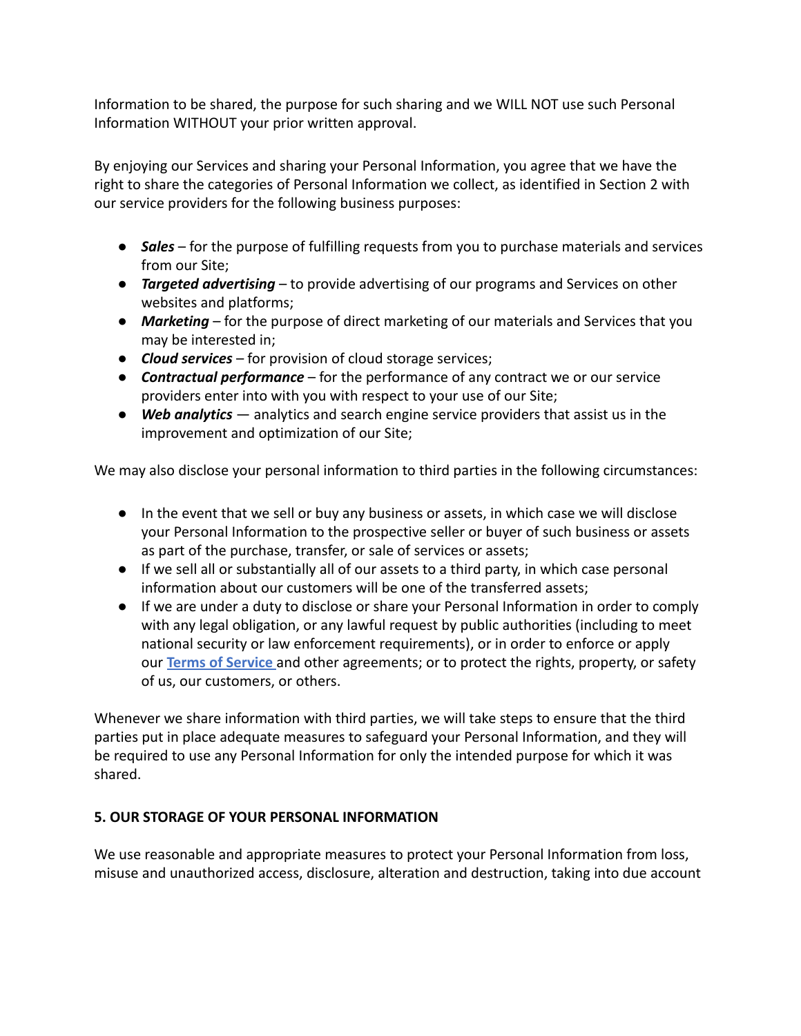Information to be shared, the purpose for such sharing and we WILL NOT use such Personal Information WITHOUT your prior written approval.

By enjoying our Services and sharing your Personal Information, you agree that we have the right to share the categories of Personal Information we collect, as identified in Section 2 with our service providers for the following business purposes:

- ***Sales*** – for the purpose of fulfilling requests from you to purchase materials and services from our Site;
- ***Targeted advertising*** – to provide advertising of our programs and Services on other websites and platforms;
- ***Marketing*** – for the purpose of direct marketing of our materials and Services that you may be interested in;
- ***Cloud services*** – for provision of cloud storage services;
- ***Contractual performance*** – for the performance of any contract we or our service providers enter into with you with respect to your use of our Site;
- ***Web analytics*** — analytics and search engine service providers that assist us in the improvement and optimization of our Site;

We may also disclose your personal information to third parties in the following circumstances:

- In the event that we sell or buy any business or assets, in which case we will disclose your Personal Information to the prospective seller or buyer of such business or assets as part of the purchase, transfer, or sale of services or assets;
- If we sell all or substantially all of our assets to a third party, in which case personal information about our customers will be one of the transferred assets;
- If we are under a duty to disclose or share your Personal Information in order to comply with any legal obligation, or any lawful request by public authorities (including to meet national security or law enforcement requirements), or in order to enforce or apply our **Terms of Service** and other agreements; or to protect the rights, property, or safety of us, our customers, or others.

Whenever we share information with third parties, we will take steps to ensure that the third parties put in place adequate measures to safeguard your Personal Information, and they will be required to use any Personal Information for only the intended purpose for which it was shared.

## 5. OUR STORAGE OF YOUR PERSONAL INFORMATION

We use reasonable and appropriate measures to protect your Personal Information from loss, misuse and unauthorized access, disclosure, alteration and destruction, taking into due account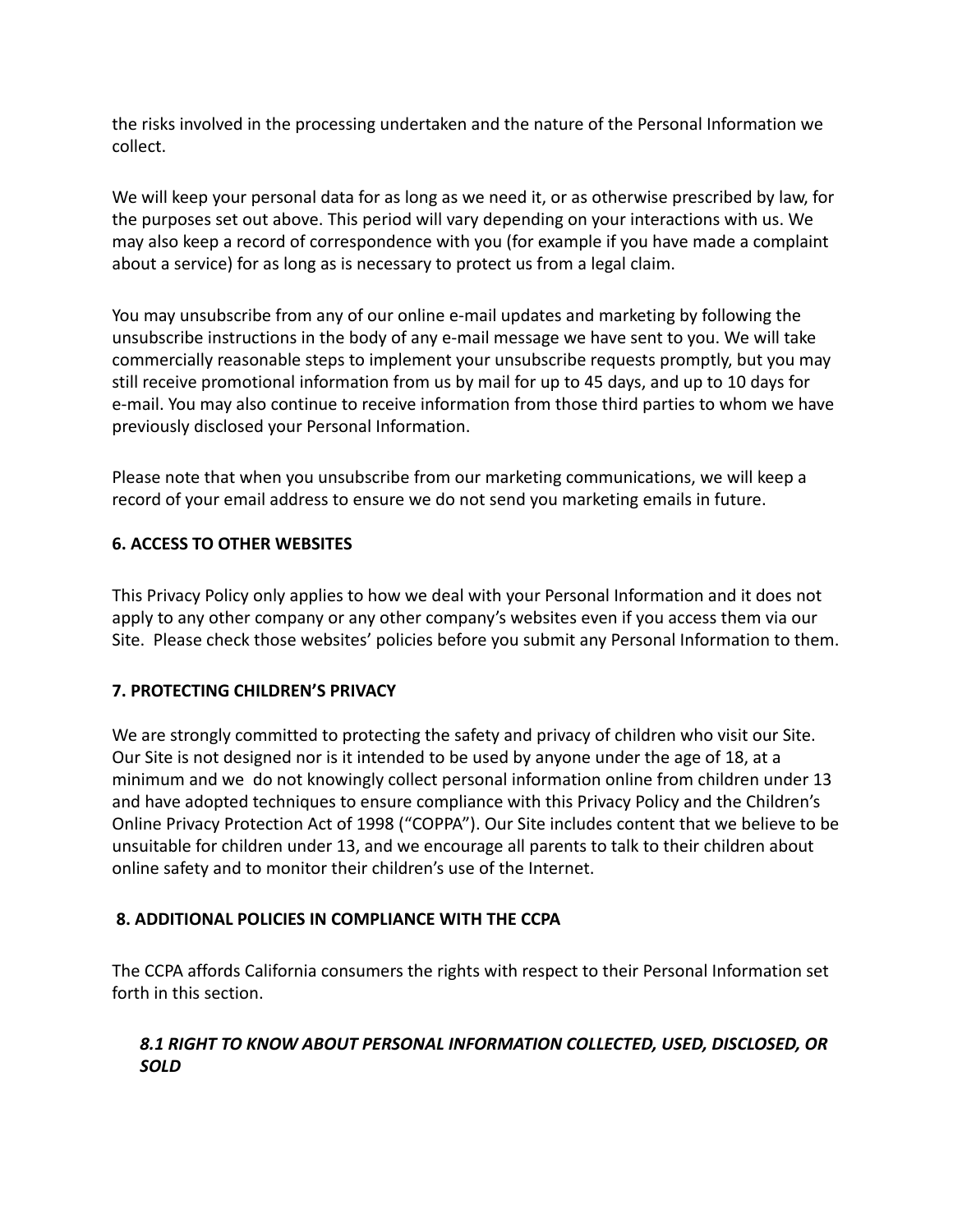the risks involved in the processing undertaken and the nature of the Personal Information we collect.

We will keep your personal data for as long as we need it, or as otherwise prescribed by law, for the purposes set out above. This period will vary depending on your interactions with us. We may also keep a record of correspondence with you (for example if you have made a complaint about a service) for as long as is necessary to protect us from a legal claim.

You may unsubscribe from any of our online e-mail updates and marketing by following the unsubscribe instructions in the body of any e-mail message we have sent to you. We will take commercially reasonable steps to implement your unsubscribe requests promptly, but you may still receive promotional information from us by mail for up to 45 days, and up to 10 days for e-mail. You may also continue to receive information from those third parties to whom we have previously disclosed your Personal Information.

Please note that when you unsubscribe from our marketing communications, we will keep a record of your email address to ensure we do not send you marketing emails in future.

**6. ACCESS TO OTHER WEBSITES**

This Privacy Policy only applies to how we deal with your Personal Information and it does not apply to any other company or any other company's websites even if you access them via our Site. Please check those websites' policies before you submit any Personal Information to them.

**7. PROTECTING CHILDREN'S PRIVACY**

We are strongly committed to protecting the safety and privacy of children who visit our Site. Our Site is not designed nor is it intended to be used by anyone under the age of 18, at a minimum and we do not knowingly collect personal information online from children under 13 and have adopted techniques to ensure compliance with this Privacy Policy and the Children's Online Privacy Protection Act of 1998 ("COPPA"). Our Site includes content that we believe to be unsuitable for children under 13, and we encourage all parents to talk to their children about online safety and to monitor their children's use of the Internet.

**8. ADDITIONAL POLICIES IN COMPLIANCE WITH THE CCPA**

The CCPA affords California consumers the rights with respect to their Personal Information set forth in this section.

***8.1 RIGHT TO KNOW ABOUT PERSONAL INFORMATION COLLECTED, USED, DISCLOSED, OR SOLD***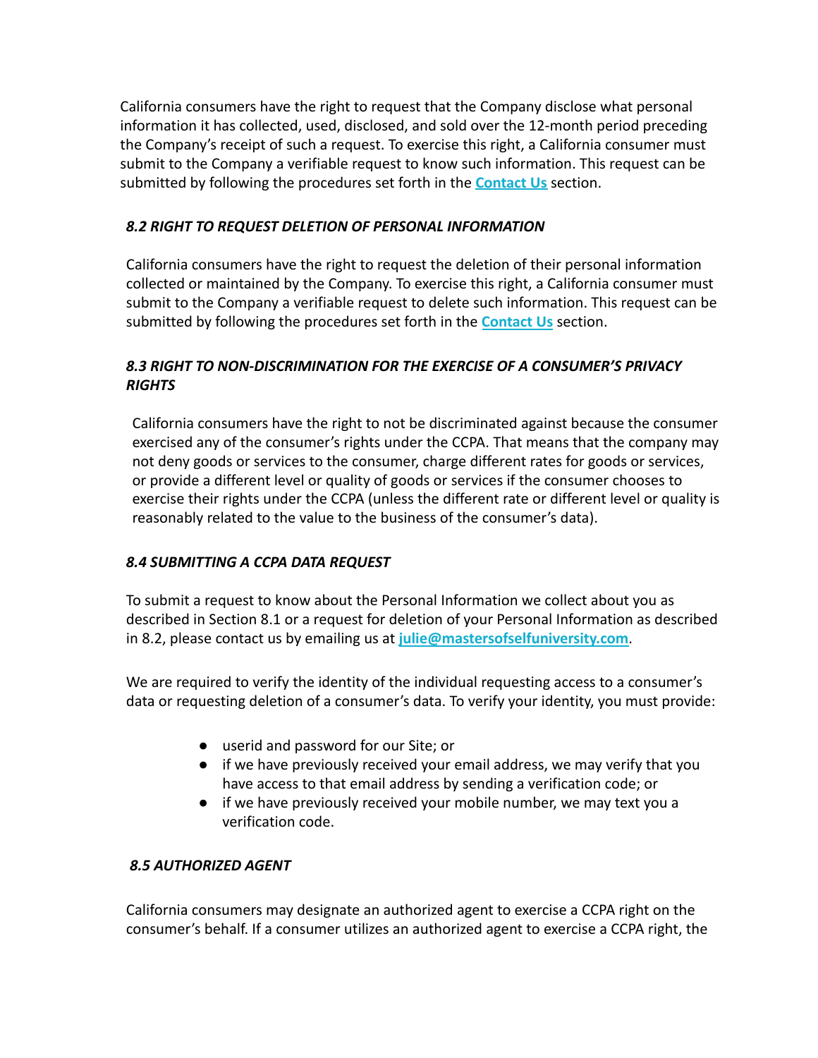California consumers have the right to request that the Company disclose what personal information it has collected, used, disclosed, and sold over the 12-month period preceding the Company's receipt of such a request. To exercise this right, a California consumer must submit to the Company a verifiable request to know such information. This request can be submitted by following the procedures set forth in the [Contact Us] section.

### *8.2 RIGHT TO REQUEST DELETION OF PERSONAL INFORMATION*

California consumers have the right to request the deletion of their personal information collected or maintained by the Company. To exercise this right, a California consumer must submit to the Company a verifiable request to delete such information. This request can be submitted by following the procedures set forth in the [Contact Us] section.

### *8.3 RIGHT TO NON-DISCRIMINATION FOR THE EXERCISE OF A CONSUMER'S PRIVACY RIGHTS*

California consumers have the right to not be discriminated against because the consumer exercised any of the consumer's rights under the CCPA. That means that the company may not deny goods or services to the consumer, charge different rates for goods or services, or provide a different level or quality of goods or services if the consumer chooses to exercise their rights under the CCPA (unless the different rate or different level or quality is reasonably related to the value to the business of the consumer's data).

### *8.4 SUBMITTING A CCPA DATA REQUEST*

To submit a request to know about the Personal Information we collect about you as described in Section 8.1 or a request for deletion of your Personal Information as described in 8.2, please contact us by emailing us at julie@mastersofselfuniversity.com.

We are required to verify the identity of the individual requesting access to a consumer's data or requesting deletion of a consumer's data. To verify your identity, you must provide:

- userid and password for our Site; or
- if we have previously received your email address, we may verify that you have access to that email address by sending a verification code; or
- if we have previously received your mobile number, we may text you a verification code.

### *8.5 AUTHORIZED AGENT*

California consumers may designate an authorized agent to exercise a CCPA right on the consumer's behalf. If a consumer utilizes an authorized agent to exercise a CCPA right, the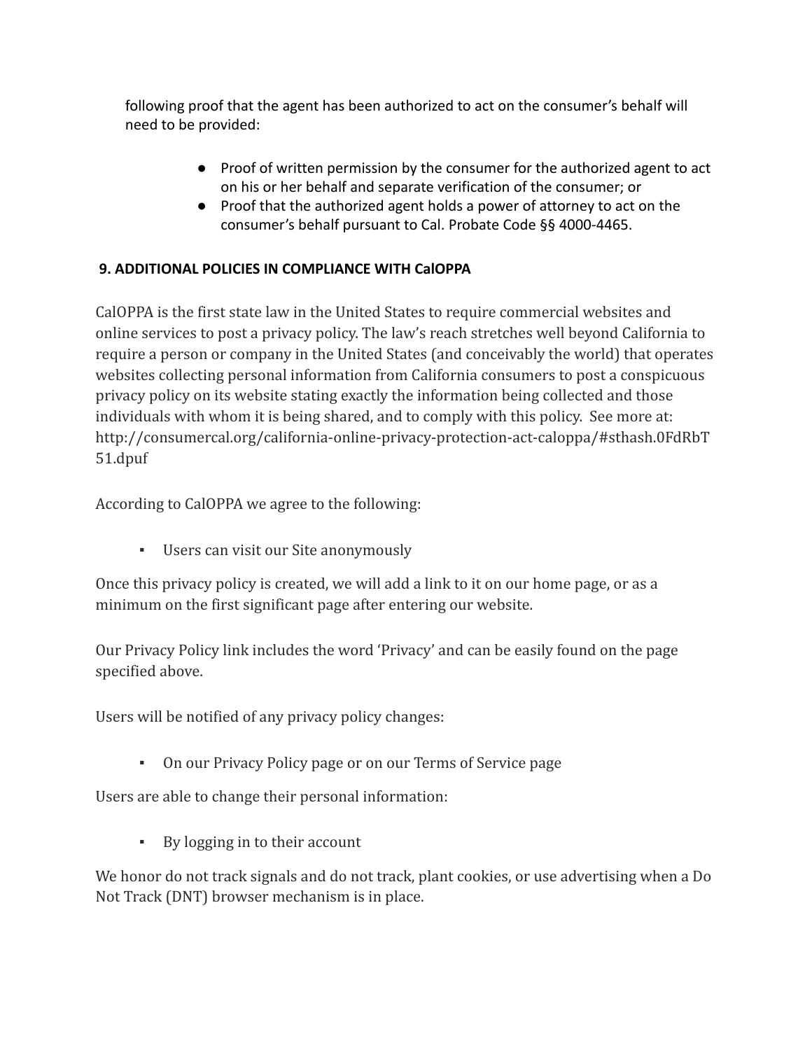following proof that the agent has been authorized to act on the consumer's behalf will need to be provided:

- Proof of written permission by the consumer for the authorized agent to act on his or her behalf and separate verification of the consumer; or
- Proof that the authorized agent holds a power of attorney to act on the consumer's behalf pursuant to Cal. Probate Code §§ 4000-4465.

**9. ADDITIONAL POLICIES IN COMPLIANCE WITH CalOPPA**

CalOPPA is the first state law in the United States to require commercial websites and online services to post a privacy policy. The law's reach stretches well beyond California to require a person or company in the United States (and conceivably the world) that operates websites collecting personal information from California consumers to post a conspicuous privacy policy on its website stating exactly the information being collected and those individuals with whom it is being shared, and to comply with this policy. See more at: http://consumercal.org/california-online-privacy-protection-act-caloppa/#sthash.0FdRbT51.dpuf

According to CalOPPA we agree to the following:

- Users can visit our Site anonymously

Once this privacy policy is created, we will add a link to it on our home page, or as a minimum on the first significant page after entering our website.

Our Privacy Policy link includes the word 'Privacy' and can be easily found on the page specified above.

Users will be notified of any privacy policy changes:

- On our Privacy Policy page or on our Terms of Service page

Users are able to change their personal information:

- By logging in to their account

We honor do not track signals and do not track, plant cookies, or use advertising when a Do Not Track (DNT) browser mechanism is in place.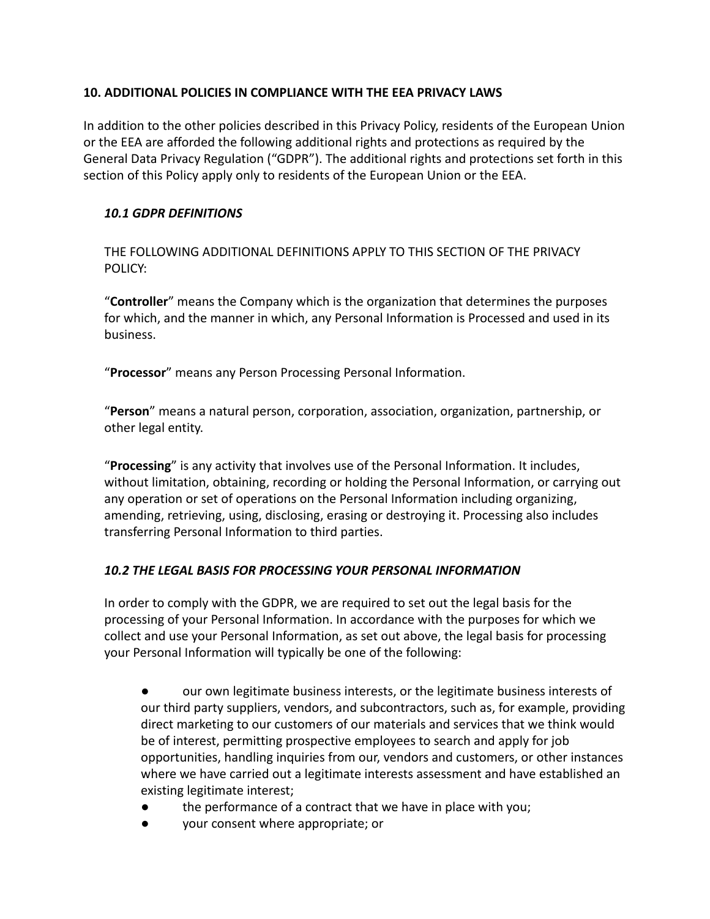## 10. ADDITIONAL POLICIES IN COMPLIANCE WITH THE EEA PRIVACY LAWS

In addition to the other policies described in this Privacy Policy, residents of the European Union or the EEA are afforded the following additional rights and protections as required by the General Data Privacy Regulation (“GDPR”). The additional rights and protections set forth in this section of this Policy apply only to residents of the European Union or the EEA.

### *10.1 GDPR DEFINITIONS*

THE FOLLOWING ADDITIONAL DEFINITIONS APPLY TO THIS SECTION OF THE PRIVACY POLICY:

“**Controller**” means the Company which is the organization that determines the purposes for which, and the manner in which, any Personal Information is Processed and used in its business.

“**Processor**” means any Person Processing Personal Information.

“**Person**” means a natural person, corporation, association, organization, partnership, or other legal entity.

“**Processing**” is any activity that involves use of the Personal Information. It includes, without limitation, obtaining, recording or holding the Personal Information, or carrying out any operation or set of operations on the Personal Information including organizing, amending, retrieving, using, disclosing, erasing or destroying it. Processing also includes transferring Personal Information to third parties.

### *10.2 THE LEGAL BASIS FOR PROCESSING YOUR PERSONAL INFORMATION*

In order to comply with the GDPR, we are required to set out the legal basis for the processing of your Personal Information. In accordance with the purposes for which we collect and use your Personal Information, as set out above, the legal basis for processing your Personal Information will typically be one of the following:

- our own legitimate business interests, or the legitimate business interests of our third party suppliers, vendors, and subcontractors, such as, for example, providing direct marketing to our customers of our materials and services that we think would be of interest, permitting prospective employees to search and apply for job opportunities, handling inquiries from our, vendors and customers, or other instances where we have carried out a legitimate interests assessment and have established an existing legitimate interest;
- the performance of a contract that we have in place with you;
- your consent where appropriate; or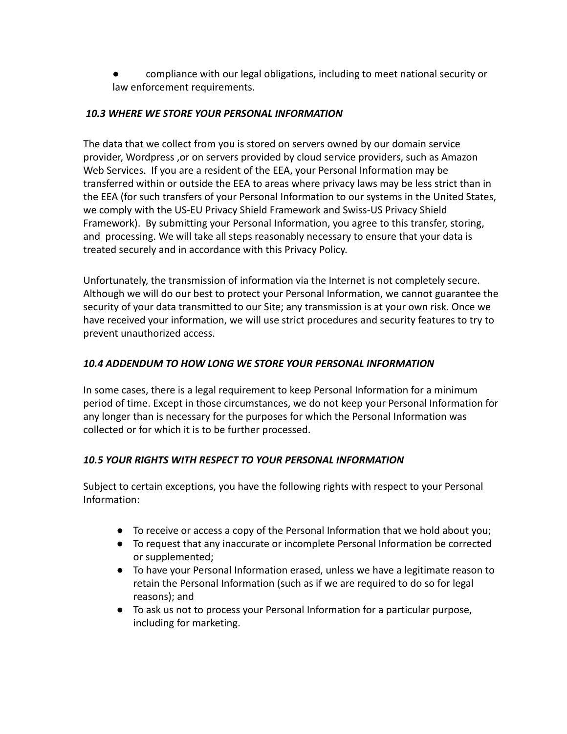- compliance with our legal obligations, including to meet national security or law enforcement requirements.

### *10.3 WHERE WE STORE YOUR PERSONAL INFORMATION*

The data that we collect from you is stored on servers owned by our domain service provider, Wordpress ,or on servers provided by cloud service providers, such as Amazon Web Services. If you are a resident of the EEA, your Personal Information may be transferred within or outside the EEA to areas where privacy laws may be less strict than in the EEA (for such transfers of your Personal Information to our systems in the United States, we comply with the US-EU Privacy Shield Framework and Swiss-US Privacy Shield Framework). By submitting your Personal Information, you agree to this transfer, storing, and processing. We will take all steps reasonably necessary to ensure that your data is treated securely and in accordance with this Privacy Policy.

Unfortunately, the transmission of information via the Internet is not completely secure. Although we will do our best to protect your Personal Information, we cannot guarantee the security of your data transmitted to our Site; any transmission is at your own risk. Once we have received your information, we will use strict procedures and security features to try to prevent unauthorized access.

### *10.4 ADDENDUM TO HOW LONG WE STORE YOUR PERSONAL INFORMATION*

In some cases, there is a legal requirement to keep Personal Information for a minimum period of time. Except in those circumstances, we do not keep your Personal Information for any longer than is necessary for the purposes for which the Personal Information was collected or for which it is to be further processed.

### *10.5 YOUR RIGHTS WITH RESPECT TO YOUR PERSONAL INFORMATION*

Subject to certain exceptions, you have the following rights with respect to your Personal Information:

- To receive or access a copy of the Personal Information that we hold about you;
- To request that any inaccurate or incomplete Personal Information be corrected or supplemented;
- To have your Personal Information erased, unless we have a legitimate reason to retain the Personal Information (such as if we are required to do so for legal reasons); and
- To ask us not to process your Personal Information for a particular purpose, including for marketing.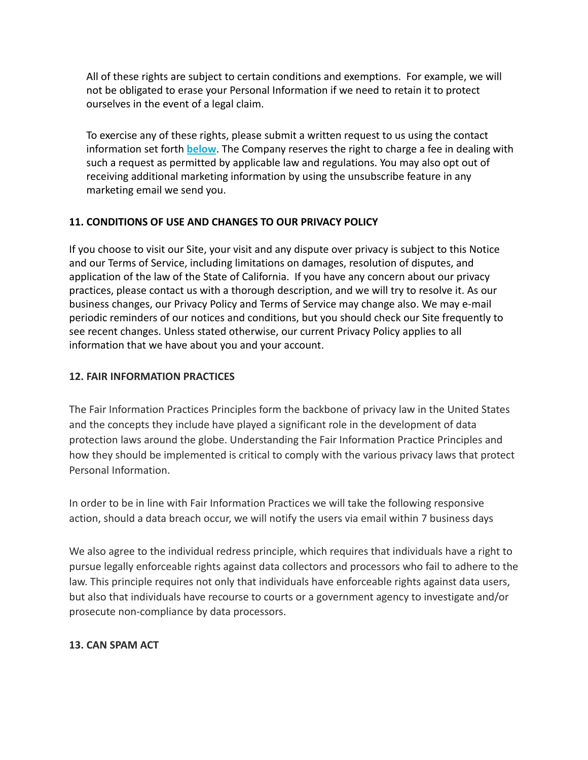All of these rights are subject to certain conditions and exemptions. For example, we will not be obligated to erase your Personal Information if we need to retain it to protect ourselves in the event of a legal claim.

To exercise any of these rights, please submit a written request to us using the contact information set forth **below**. The Company reserves the right to charge a fee in dealing with such a request as permitted by applicable law and regulations. You may also opt out of receiving additional marketing information by using the unsubscribe feature in any marketing email we send you.

## 11. CONDITIONS OF USE AND CHANGES TO OUR PRIVACY POLICY

If you choose to visit our Site, your visit and any dispute over privacy is subject to this Notice and our Terms of Service, including limitations on damages, resolution of disputes, and application of the law of the State of California. If you have any concern about our privacy practices, please contact us with a thorough description, and we will try to resolve it. As our business changes, our Privacy Policy and Terms of Service may change also. We may e-mail periodic reminders of our notices and conditions, but you should check our Site frequently to see recent changes. Unless stated otherwise, our current Privacy Policy applies to all information that we have about you and your account.

## 12. FAIR INFORMATION PRACTICES

The Fair Information Practices Principles form the backbone of privacy law in the United States and the concepts they include have played a significant role in the development of data protection laws around the globe. Understanding the Fair Information Practice Principles and how they should be implemented is critical to comply with the various privacy laws that protect Personal Information.

In order to be in line with Fair Information Practices we will take the following responsive action, should a data breach occur, we will notify the users via email within 7 business days

We also agree to the individual redress principle, which requires that individuals have a right to pursue legally enforceable rights against data collectors and processors who fail to adhere to the law. This principle requires not only that individuals have enforceable rights against data users, but also that individuals have recourse to courts or a government agency to investigate and/or prosecute non-compliance by data processors.

## 13. CAN SPAM ACT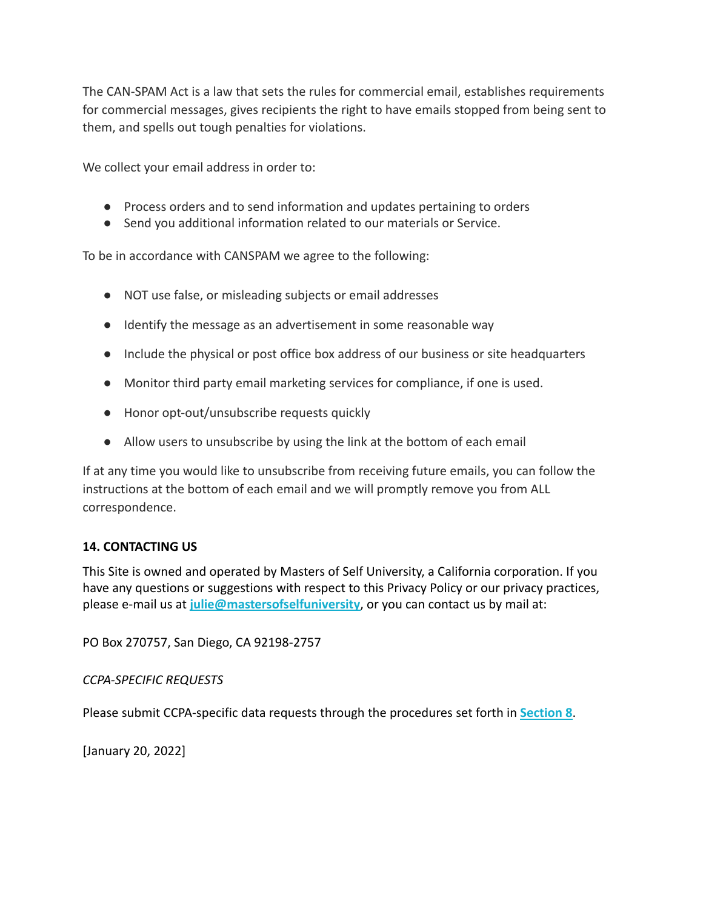The CAN-SPAM Act is a law that sets the rules for commercial email, establishes requirements for commercial messages, gives recipients the right to have emails stopped from being sent to them, and spells out tough penalties for violations.

We collect your email address in order to:

- Process orders and to send information and updates pertaining to orders
- Send you additional information related to our materials or Service.

To be in accordance with CANSPAM we agree to the following:

- NOT use false, or misleading subjects or email addresses
- Identify the message as an advertisement in some reasonable way
- Include the physical or post office box address of our business or site headquarters
- Monitor third party email marketing services for compliance, if one is used.
- Honor opt-out/unsubscribe requests quickly
- Allow users to unsubscribe by using the link at the bottom of each email

If at any time you would like to unsubscribe from receiving future emails, you can follow the instructions at the bottom of each email and we will promptly remove you from ALL correspondence.

### 14. CONTACTING US

This Site is owned and operated by Masters of Self University, a California corporation. If you have any questions or suggestions with respect to this Privacy Policy or our privacy practices, please e-mail us at **julie@mastersofselfuniversity**, or you can contact us by mail at:

PO Box 270757, San Diego, CA 92198-2757

*CCPA-SPECIFIC REQUESTS*

Please submit CCPA-specific data requests through the procedures set forth in **Section 8**.

[January 20, 2022]